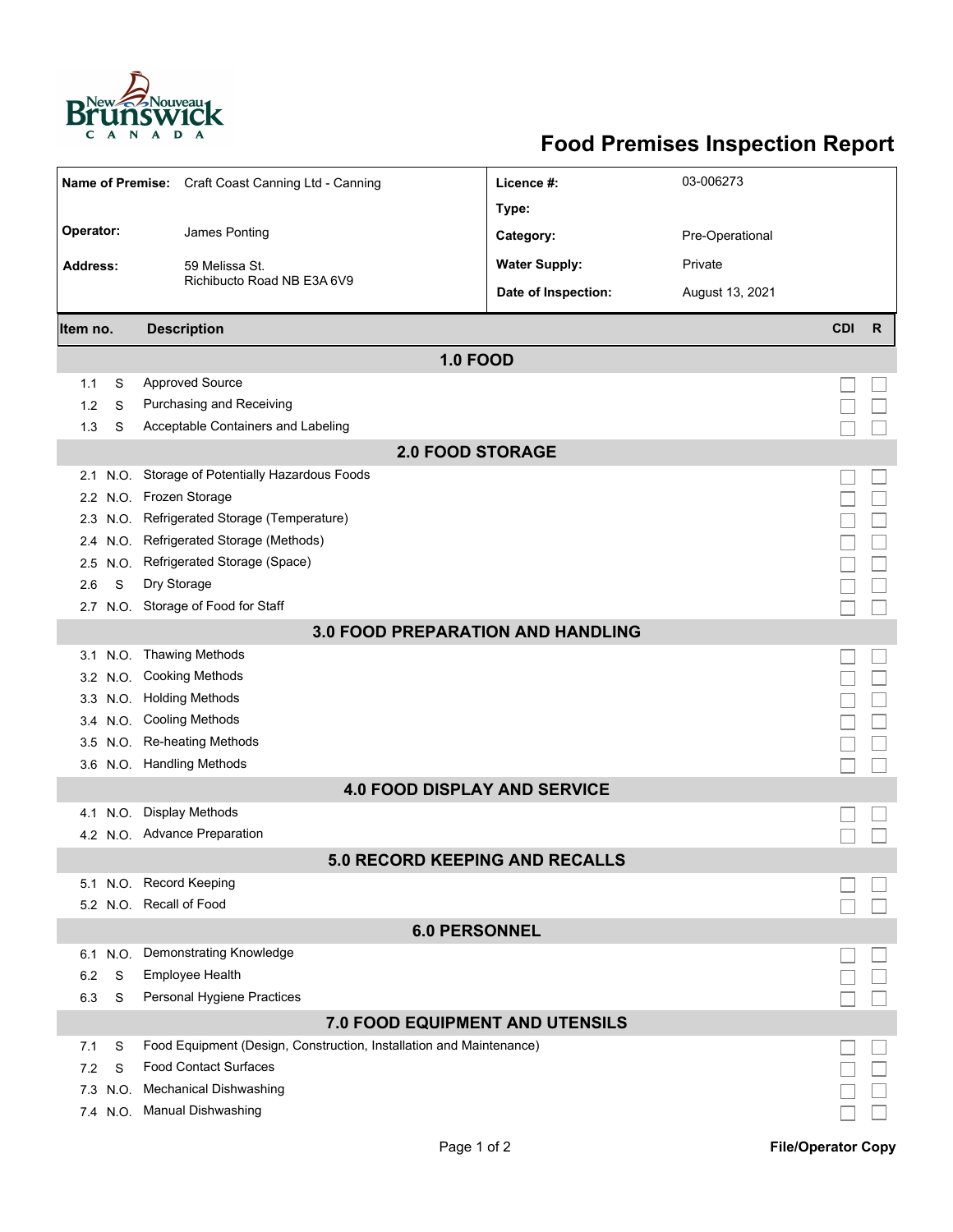# Food Premises Inspection Report

| | | | |
|---|---|---|---|
| **Name of Premise:** | Craft Coast Canning Ltd - Canning | **Licence #:** | 03-006273 |
| | | **Type:** | |
| **Operator:** | James Ponting | **Category:** | Pre-Operational |
| **Address:** | 59 Melissa St. Richibucto Road NB E3A 6V9 | **Water Supply:** | Private |
| | | **Date of Inspection:** | August 13, 2021 |

| Item no. | | Description | CDI | R |
|---|---|---|---|---|
| **1.0 FOOD** | | | | |
| 1.1 | S | Approved Source | ☐ | ☐ |
| 1.2 | S | Purchasing and Receiving | ☐ | ☐ |
| 1.3 | S | Acceptable Containers and Labeling | ☐ | ☐ |
| **2.0 FOOD STORAGE** | | | | |
| 2.1 | N.O. | Storage of Potentially Hazardous Foods | ☐ | ☐ |
| 2.2 | N.O. | Frozen Storage | ☐ | ☐ |
| 2.3 | N.O. | Refrigerated Storage (Temperature) | ☐ | ☐ |
| 2.4 | N.O. | Refrigerated Storage (Methods) | ☐ | ☐ |
| 2.5 | N.O. | Refrigerated Storage (Space) | ☐ | ☐ |
| 2.6 | S | Dry Storage | ☐ | ☐ |
| 2.7 | N.O. | Storage of Food for Staff | ☐ | ☐ |
| **3.0 FOOD PREPARATION AND HANDLING** | | | | |
| 3.1 | N.O. | Thawing Methods | ☐ | ☐ |
| 3.2 | N.O. | Cooking Methods | ☐ | ☐ |
| 3.3 | N.O. | Holding Methods | ☐ | ☐ |
| 3.4 | N.O. | Cooling Methods | ☐ | ☐ |
| 3.5 | N.O. | Re-heating Methods | ☐ | ☐ |
| 3.6 | N.O. | Handling Methods | ☐ | ☐ |
| **4.0 FOOD DISPLAY AND SERVICE** | | | | |
| 4.1 | N.O. | Display Methods | ☐ | ☐ |
| 4.2 | N.O. | Advance Preparation | ☐ | ☐ |
| **5.0 RECORD KEEPING AND RECALLS** | | | | |
| 5.1 | N.O. | Record Keeping | ☐ | ☐ |
| 5.2 | N.O. | Recall of Food | ☐ | ☐ |
| **6.0 PERSONNEL** | | | | |
| 6.1 | N.O. | Demonstrating Knowledge | ☐ | ☐ |
| 6.2 | S | Employee Health | ☐ | ☐ |
| 6.3 | S | Personal Hygiene Practices | ☐ | ☐ |
| **7.0 FOOD EQUIPMENT AND UTENSILS** | | | | |
| 7.1 | S | Food Equipment (Design, Construction, Installation and Maintenance) | ☐ | ☐ |
| 7.2 | S | Food Contact Surfaces | ☐ | ☐ |
| 7.3 | N.O. | Mechanical Dishwashing | ☐ | ☐ |
| 7.4 | N.O. | Manual Dishwashing | ☐ | ☐ |

**File/Operator Copy**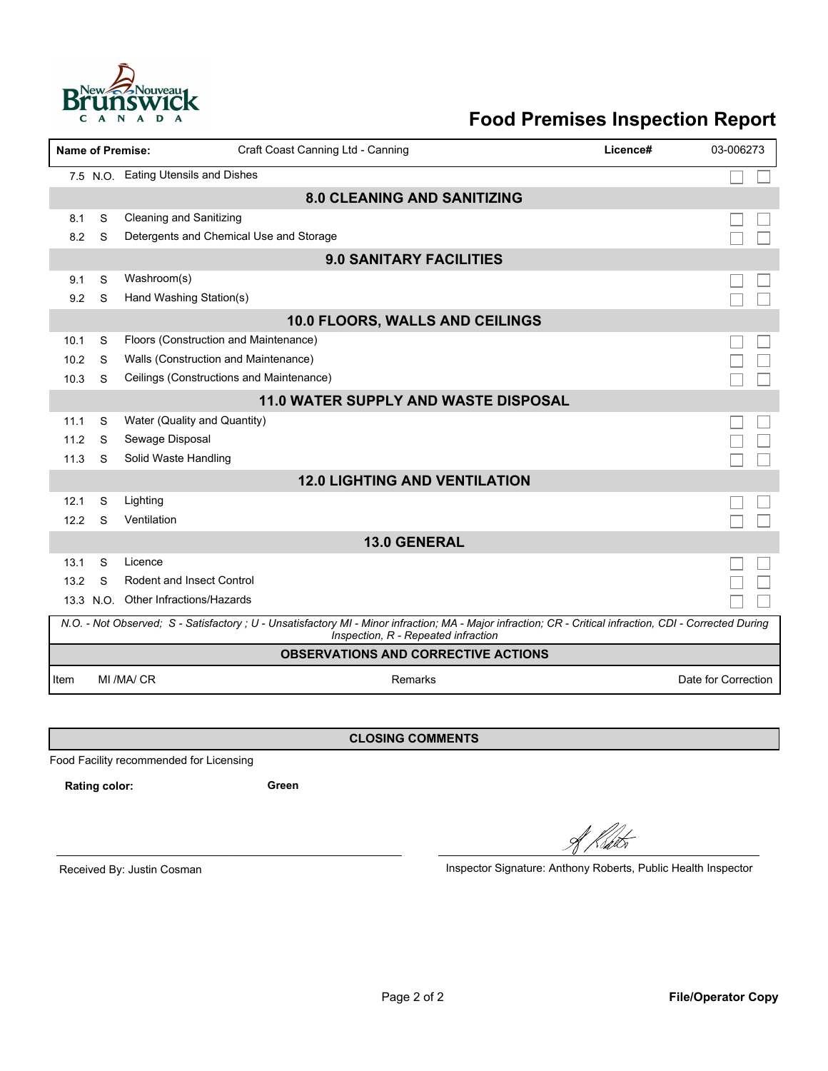# Food Premises Inspection Report

| Name of Premise: | Craft Coast Canning Ltd - Canning | Licence# | 03-006273 |
|---|---|---|---|

| | | | | |
|---|---|---|---|---|
| 7.5 | N.O. | Eating Utensils and Dishes | ☐ | ☐ |
| **8.0 CLEANING AND SANITIZING** | | | | |
| 8.1 | S | Cleaning and Sanitizing | ☐ | ☐ |
| 8.2 | S | Detergents and Chemical Use and Storage | ☐ | ☐ |
| **9.0 SANITARY FACILITIES** | | | | |
| 9.1 | S | Washroom(s) | ☐ | ☐ |
| 9.2 | S | Hand Washing Station(s) | ☐ | ☐ |
| **10.0 FLOORS, WALLS AND CEILINGS** | | | | |
| 10.1 | S | Floors (Construction and Maintenance) | ☐ | ☐ |
| 10.2 | S | Walls (Construction and Maintenance) | ☐ | ☐ |
| 10.3 | S | Ceilings (Constructions and Maintenance) | ☐ | ☐ |
| **11.0 WATER SUPPLY AND WASTE DISPOSAL** | | | | |
| 11.1 | S | Water (Quality and Quantity) | ☐ | ☐ |
| 11.2 | S | Sewage Disposal | ☐ | ☐ |
| 11.3 | S | Solid Waste Handling | ☐ | ☐ |
| **12.0 LIGHTING AND VENTILATION** | | | | |
| 12.1 | S | Lighting | ☐ | ☐ |
| 12.2 | S | Ventilation | ☐ | ☐ |
| **13.0 GENERAL** | | | | |
| 13.1 | S | Licence | ☐ | ☐ |
| 13.2 | S | Rodent and Insect Control | ☐ | ☐ |
| 13.3 | N.O. | Other Infractions/Hazards | ☐ | ☐ |

*N.O. - Not Observed; S - Satisfactory ; U - Unsatisfactory MI - Minor infraction; MA - Major infraction; CR - Critical infraction, CDI - Corrected During Inspection, R - Repeated infraction*

## OBSERVATIONS AND CORRECTIVE ACTIONS

| Item | MI /MA/ CR | Remarks | Date for Correction |
|---|---|---|---|

## CLOSING COMMENTS

Food Facility recommended for Licensing

**Rating color:** **Green**

Received By: Justin Cosman

Inspector Signature: Anthony Roberts, Public Health Inspector

**File/Operator Copy**